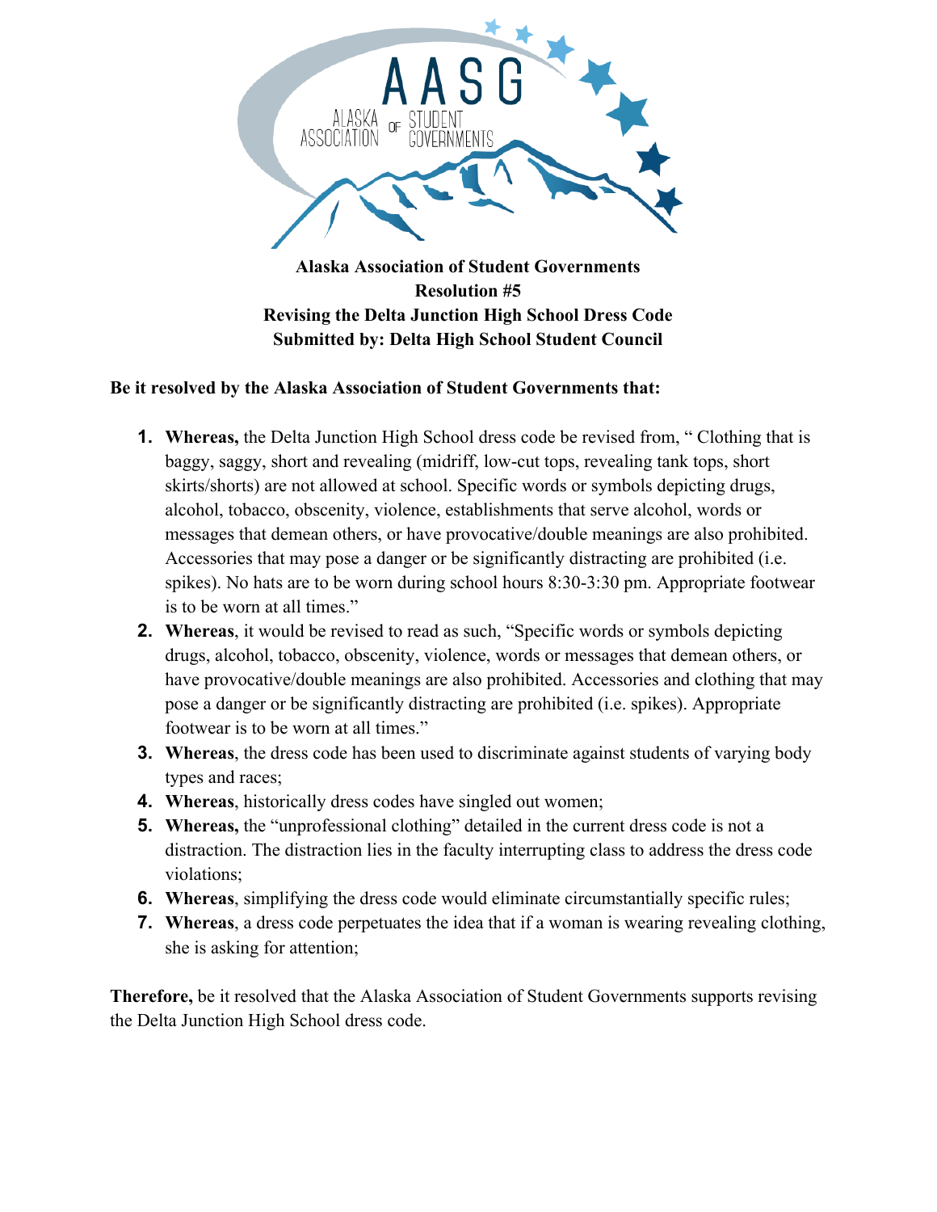**Alaska Association of Student Governments**
**Resolution #5**
**Revising the Delta Junction High School Dress Code**
**Submitted by: Delta High School Student Council**

**Be it resolved by the Alaska Association of Student Governments that:**

1. **Whereas,** the Delta Junction High School dress code be revised from, " Clothing that is baggy, saggy, short and revealing (midriff, low-cut tops, revealing tank tops, short skirts/shorts) are not allowed at school. Specific words or symbols depicting drugs, alcohol, tobacco, obscenity, violence, establishments that serve alcohol, words or messages that demean others, or have provocative/double meanings are also prohibited. Accessories that may pose a danger or be significantly distracting are prohibited (i.e. spikes). No hats are to be worn during school hours 8:30-3:30 pm. Appropriate footwear is to be worn at all times."
2. **Whereas**, it would be revised to read as such, "Specific words or symbols depicting drugs, alcohol, tobacco, obscenity, violence, words or messages that demean others, or have provocative/double meanings are also prohibited. Accessories and clothing that may pose a danger or be significantly distracting are prohibited (i.e. spikes). Appropriate footwear is to be worn at all times."
3. **Whereas**, the dress code has been used to discriminate against students of varying body types and races;
4. **Whereas**, historically dress codes have singled out women;
5. **Whereas,** the "unprofessional clothing" detailed in the current dress code is not a distraction. The distraction lies in the faculty interrupting class to address the dress code violations;
6. **Whereas**, simplifying the dress code would eliminate circumstantially specific rules;
7. **Whereas**, a dress code perpetuates the idea that if a woman is wearing revealing clothing, she is asking for attention;

**Therefore,** be it resolved that the Alaska Association of Student Governments supports revising the Delta Junction High School dress code.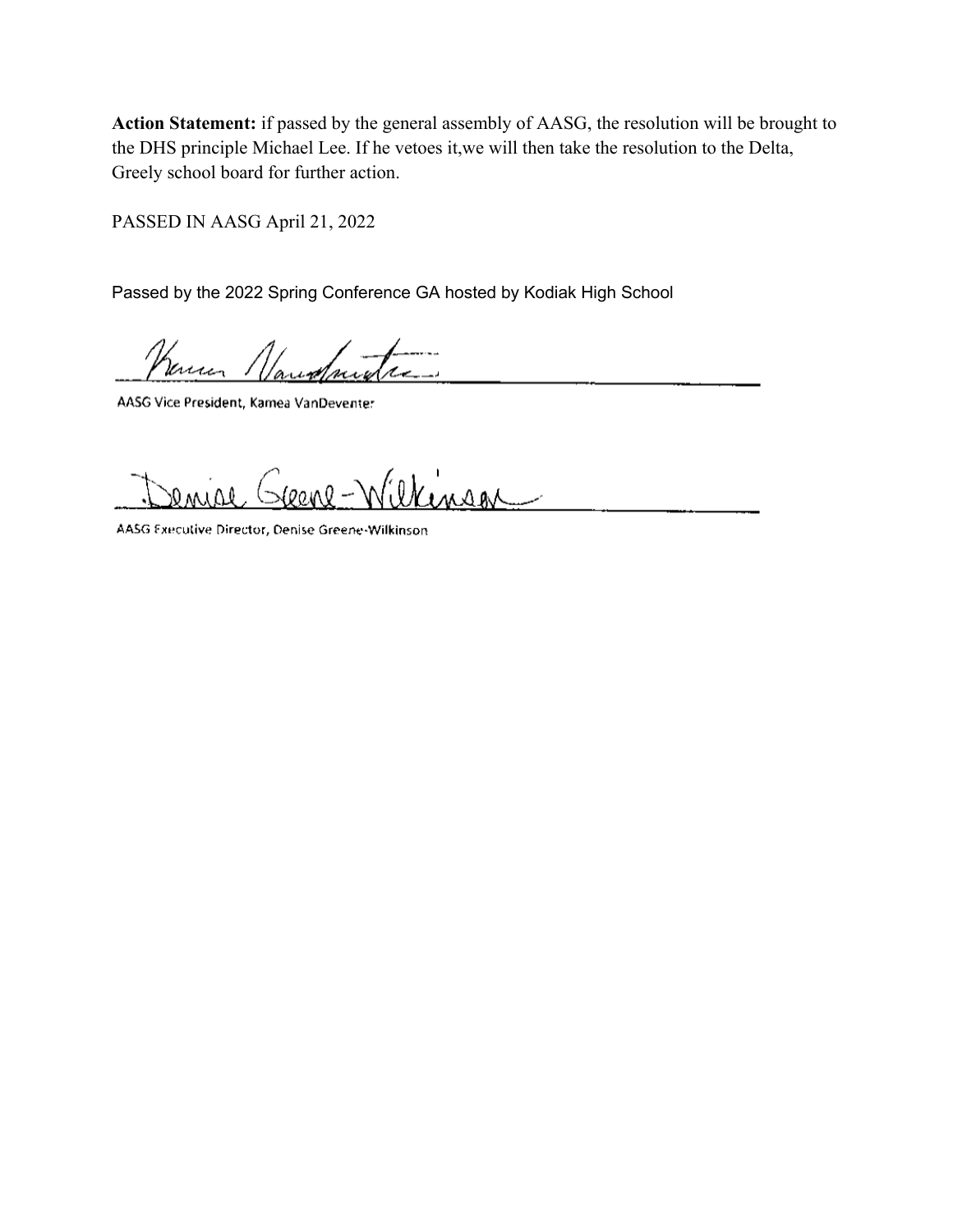**Action Statement:** if passed by the general assembly of AASG, the resolution will be brought to the DHS principle Michael Lee. If he vetoes it,we will then take the resolution to the Delta, Greely school board for further action.

PASSED IN AASG April 21, 2022

Passed by the 2022 Spring Conference GA hosted by Kodiak High School

Kamea VanDeventer

AASG Vice President, Kamea VanDeventer

Denise Greene-Wilkinson

AASG Executive Director, Denise Greene-Wilkinson